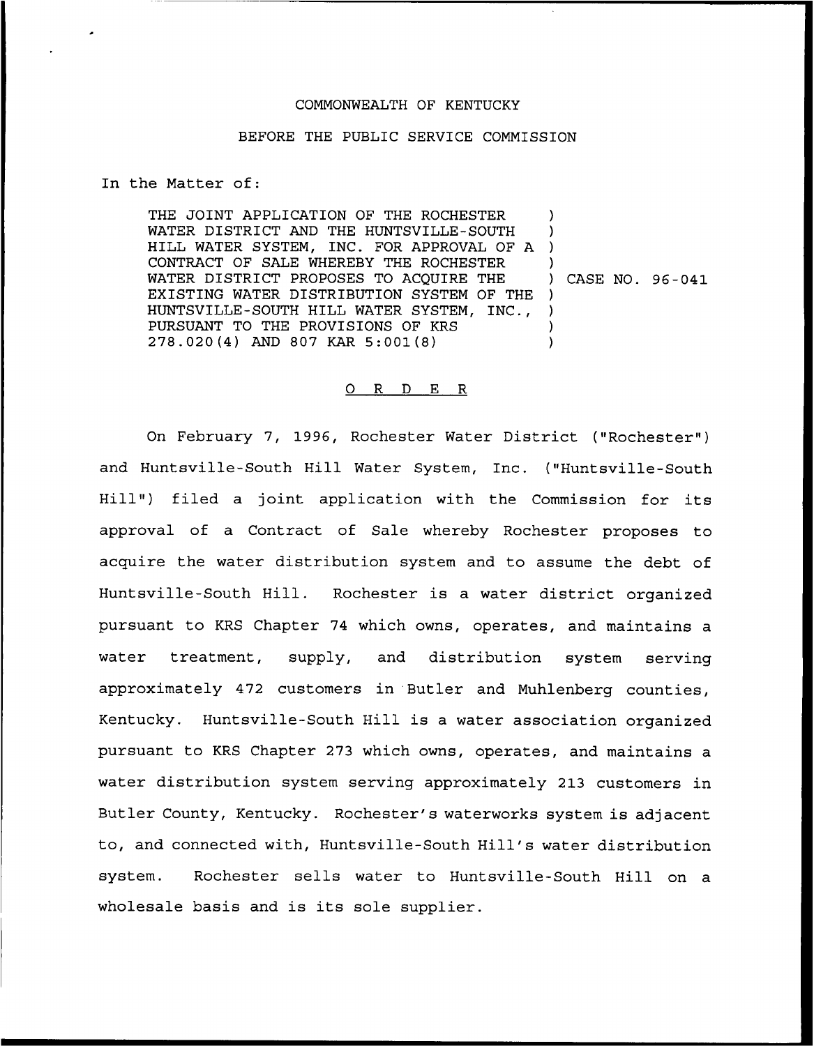COMMONWEALTH OF KENTUCKY

BEFORE THE PUBLIC SERVICE COMMISSION

In the Matter of:

THE JOINT APPLICATION OF THE ROCHESTER WATER DISTRICT AND THE HUNTSVILLE-SOUTH HILL WATER SYSTEM, INC. FOR APPROVAL OF A CONTRACT OF SALE WHEREBY THE ROCHESTER WATER DISTRICT PROPOSES TO ACQUIRE THE EXISTING WATER DISTRIBUTION SYSTEM OF THE HUNTSVILLE-SOUTH HILL WATER SYSTEM, INC., PURSUANT TO THE PROVISIONS OF KRS 278.020(4) AND 807 KAR 5:001(8) ) CASE NO. 96-041

# O R D E R

On February 7, 1996, Rochester Water District ("Rochester") and Huntsville-South Hill Water System, Inc. ("Huntsville-South Hill") filed a joint application with the Commission for its approval of a Contract of Sale whereby Rochester proposes to acquire the water distribution system and to assume the debt of Huntsville-South Hill. Rochester is a water district organized pursuant to KRS Chapter 74 which owns, operates, and maintains a water treatment, supply, and distribution system serving approximately 472 customers in Butler and Muhlenberg counties, Kentucky. Huntsville-South Hill is a water association organized pursuant to KRS Chapter 273 which owns, operates, and maintains a water distribution system serving approximately 213 customers in Butler County, Kentucky. Rochester's waterworks system is adjacent to, and connected with, Huntsville-South Hill's water distribution system. Rochester sells water to Huntsville-South Hill on a wholesale basis and is its sole supplier.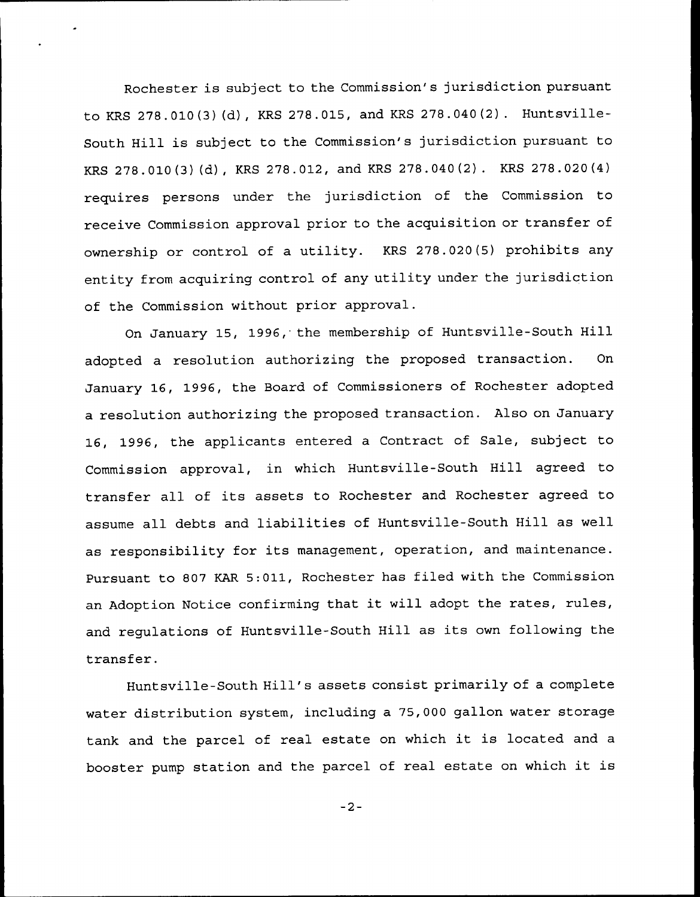Rochester is subject to the Commission's jurisdiction pursuant to KRS 278.010(3)(d), KRS 278.015, and KRS 278.040(2). Huntsville-South Hill is subject to the Commission's jurisdiction pursuant to KRS 278.010(3)(d), KRS 278.012, and KRS 278.040(2). KRS 278.020(4) requires persons under the jurisdiction of the Commission to receive Commission approval prior to the acquisition or transfer of ownership or control of a utility. KRS 278.020(5) prohibits any entity from acquiring control of any utility under the jurisdiction of the Commission without prior approval.

On January 15, 1996, the membership of Huntsville-South Hill adopted a resolution authorizing the proposed transaction. On January 16, 1996, the Board of Commissioners of Rochester adopted a resolution authorizing the proposed transaction. Also on January 16, 1996, the applicants entered a Contract of Sale, subject to Commission approval, in which Huntsville-South Hill agreed to transfer all of its assets to Rochester and Rochester agreed to assume all debts and liabilities of Huntsville-South Hill as well as responsibility for its management, operation, and maintenance. Pursuant to 807 KAR 5:011, Rochester has filed with the Commission an Adoption Notice confirming that it will adopt the rates, rules, and regulations of Huntsville-South Hill as its own following the transfer.

Huntsville-South Hill's assets consist primarily of a complete water distribution system, including a 75,000 gallon water storage tank and the parcel of real estate on which it is located and a booster pump station and the parcel of real estate on which it is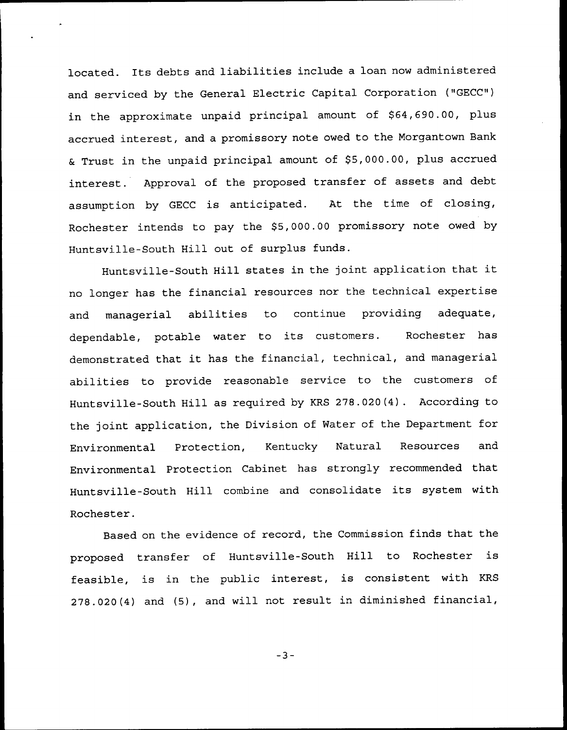located. Its debts and liabilities include a loan now administered and serviced by the General Electric Capital Corporation ("GECC") in the approximate unpaid principal amount of $64,690.00, plus accrued interest, and a promissory note owed to the Morgantown Bank & Trust in the unpaid principal amount of $5,000.00, plus accrued interest. Approval of the proposed transfer of assets and debt assumption by GECC is anticipated. At the time of closing, Rochester intends to pay the $5,000.00 promissory note owed by Huntsville-South Hill out of surplus funds.

Huntsville-South Hill states in the joint application that it no longer has the financial resources nor the technical expertise and managerial abilities to continue providing adequate, dependable, potable water to its customers. Rochester has demonstrated that it has the financial, technical, and managerial abilities to provide reasonable service to the customers of Huntsville-South Hill as required by KRS 278.020(4). According to the joint application, the Division of Water of the Department for Environmental Protection, Kentucky Natural Resources and Environmental Protection Cabinet has strongly recommended that Huntsville-South Hill combine and consolidate its system with Rochester.

Based on the evidence of record, the Commission finds that the proposed transfer of Huntsville-South Hill to Rochester is feasible, is in the public interest, is consistent with KRS 278.020(4) and (5), and will not result in diminished financial,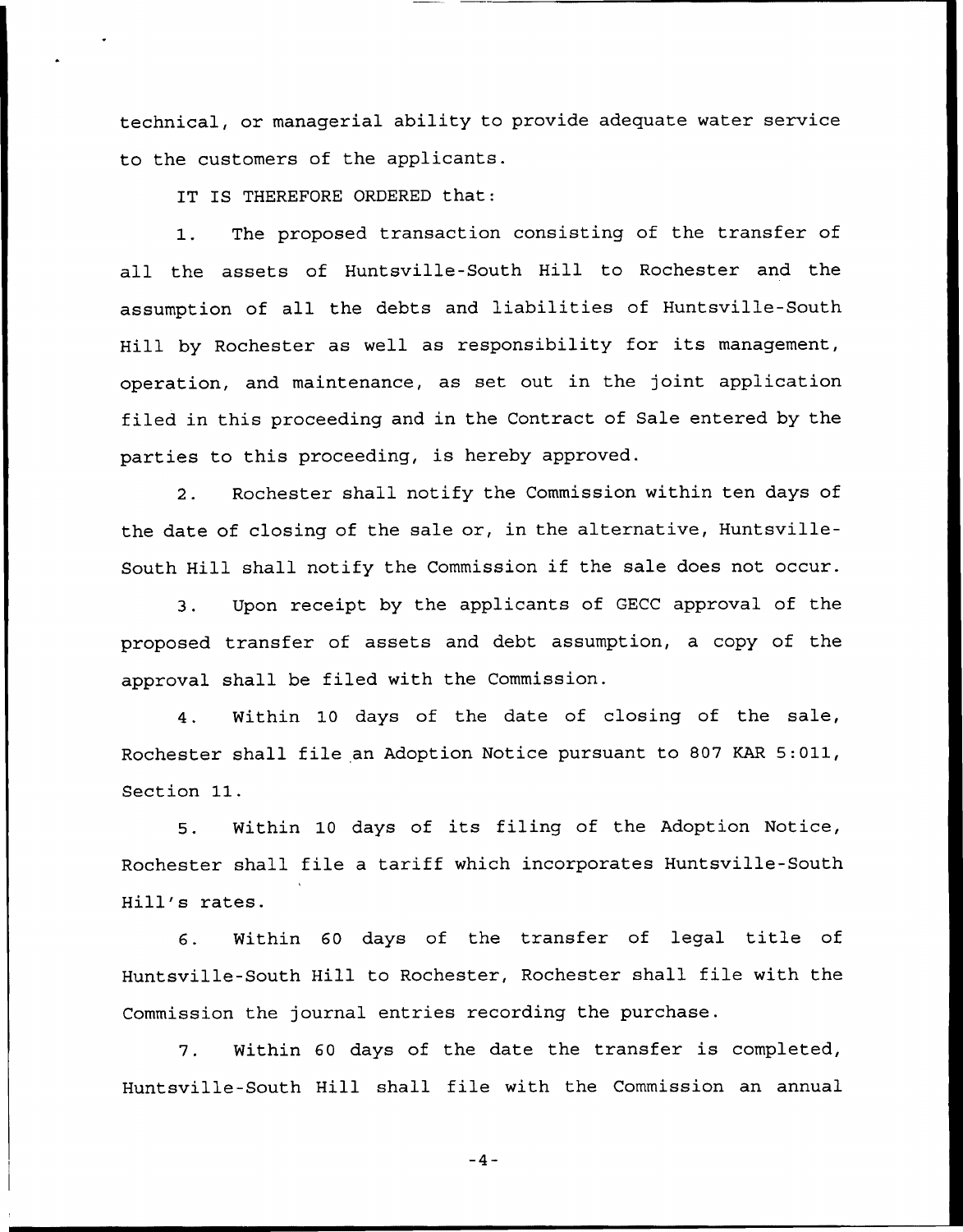technical, or managerial ability to provide adequate water service to the customers of the applicants.

IT IS THEREFORE ORDERED that:

1. The proposed transaction consisting of the transfer of all the assets of Huntsville-South Hill to Rochester and the assumption of all the debts and liabilities of Huntsville-South Hill by Rochester as well as responsibility for its management, operation, and maintenance, as set out in the joint application filed in this proceeding and in the Contract of Sale entered by the parties to this proceeding, is hereby approved.

2. Rochester shall notify the Commission within ten days of the date of closing of the sale or, in the alternative, Huntsville-South Hill shall notify the Commission if the sale does not occur.

3. Upon receipt by the applicants of GECC approval of the proposed transfer of assets and debt assumption, a copy of the approval shall be filed with the Commission.

4. Within 10 days of the date of closing of the sale, Rochester shall file an Adoption Notice pursuant to 807 KAR 5:011, Section 11.

5. Within 10 days of its filing of the Adoption Notice, Rochester shall file a tariff which incorporates Huntsville-South Hill's rates.

6. Within 60 days of the transfer of legal title of Huntsville-South Hill to Rochester, Rochester shall file with the Commission the journal entries recording the purchase.

7. Within 60 days of the date the transfer is completed, Huntsville-South Hill shall file with the Commission an annual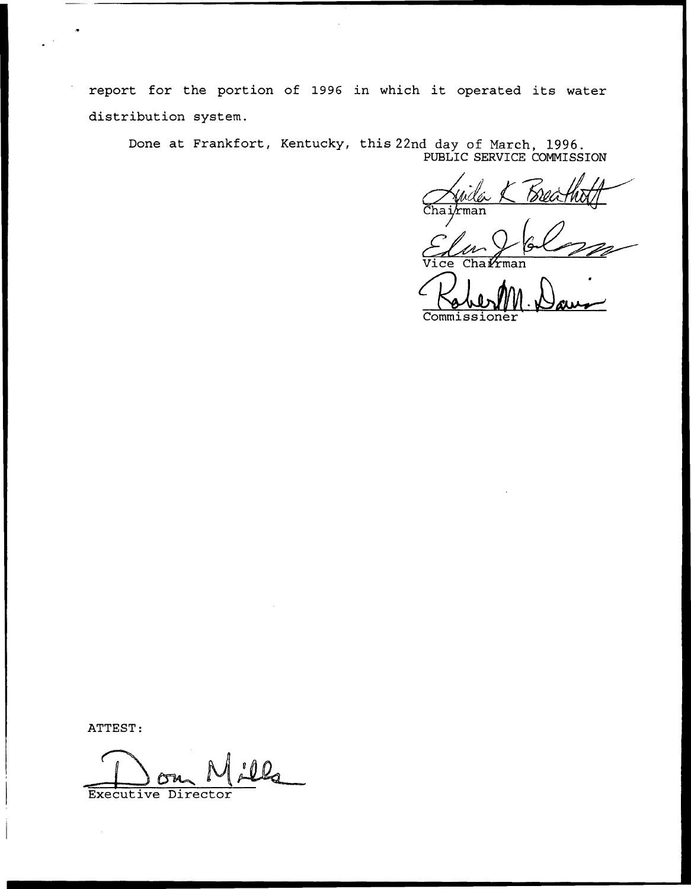report for the portion of 1996 in which it operated its water distribution system.

Done at Frankfort, Kentucky, this 22nd day of March, 1996.

PUBLIC SERVICE COMMISSION

Chairman

Vice Chairman

Commissioner

ATTEST:

Executive Director